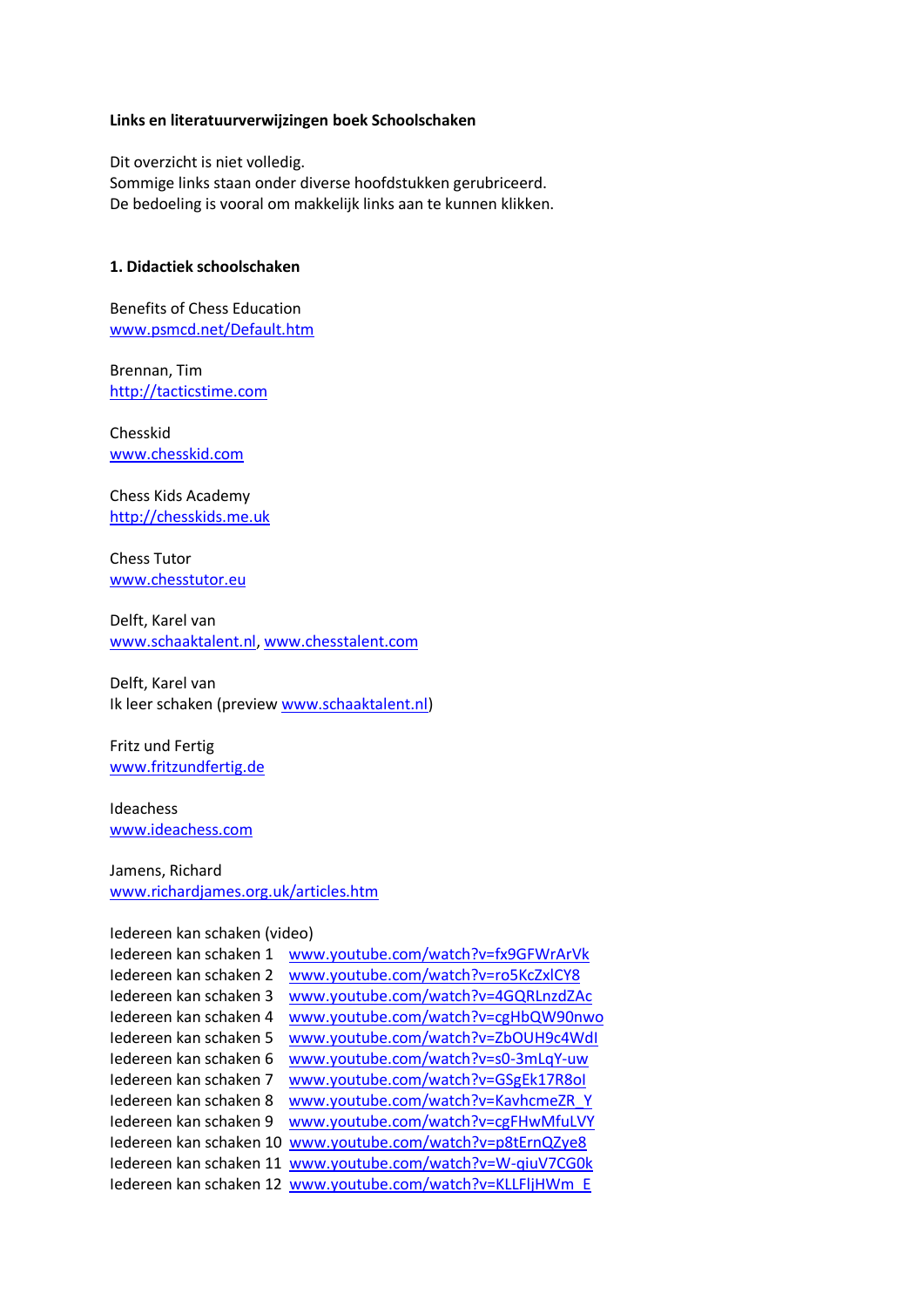**Links en literatuurverwijzingen boek Schoolschaken**

Dit overzicht is niet volledig.
Sommige links staan onder diverse hoofdstukken gerubriceerd.
De bedoeling is vooral om makkelijk links aan te kunnen klikken.

## 1. Didactiek schoolschaken

Benefits of Chess Education
www.psmcd.net/Default.htm

Brennan, Tim
http://tacticstime.com

Chesskid
www.chesskid.com

Chess Kids Academy
http://chesskids.me.uk

Chess Tutor
www.chesstutor.eu

Delft, Karel van
www.schaaktalent.nl, www.chesstalent.com

Delft, Karel van
Ik leer schaken (preview www.schaaktalent.nl)

Fritz und Fertig
www.fritzundfertig.de

Ideachess
www.ideachess.com

Jamens, Richard
www.richardjames.org.uk/articles.htm

Iedereen kan schaken (video)
Iedereen kan schaken 1 www.youtube.com/watch?v=fx9GFWrArVk
Iedereen kan schaken 2 www.youtube.com/watch?v=ro5KcZxlCY8
Iedereen kan schaken 3 www.youtube.com/watch?v=4GQRLnzdZAc
Iedereen kan schaken 4 www.youtube.com/watch?v=cgHbQW90nwo
Iedereen kan schaken 5 www.youtube.com/watch?v=ZbOUH9c4WdI
Iedereen kan schaken 6 www.youtube.com/watch?v=s0-3mLqY-uw
Iedereen kan schaken 7 www.youtube.com/watch?v=GSgEk17R8oI
Iedereen kan schaken 8 www.youtube.com/watch?v=KavhcmeZR_Y
Iedereen kan schaken 9 www.youtube.com/watch?v=cgFHwMfuLVY
Iedereen kan schaken 10 www.youtube.com/watch?v=p8tErnQZye8
Iedereen kan schaken 11 www.youtube.com/watch?v=W-qiuV7CG0k
Iedereen kan schaken 12 www.youtube.com/watch?v=KLLFljHWm_E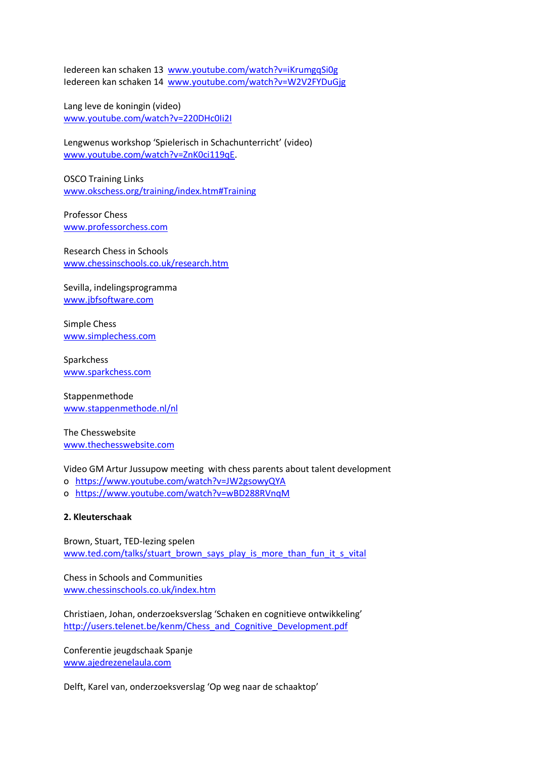Iedereen kan schaken 13 www.youtube.com/watch?v=iKrumgqSi0g
Iedereen kan schaken 14 www.youtube.com/watch?v=W2V2FYDuGjg

Lang leve de koningin (video)
www.youtube.com/watch?v=220DHc0Ii2I

Lengwenus workshop 'Spielerisch in Schachunterricht' (video)
www.youtube.com/watch?v=ZnK0ci119qE.

OSCO Training Links
www.okschess.org/training/index.htm#Training

Professor Chess
www.professorchess.com

Research Chess in Schools
www.chessinschools.co.uk/research.htm

Sevilla, indelingsprogramma
www.jbfsoftware.com

Simple Chess
www.simplechess.com

Sparkchess
www.sparkchess.com

Stappenmethode
www.stappenmethode.nl/nl

The Chesswebsite
www.thechesswebsite.com

Video GM Artur Jussupow meeting with chess parents about talent development

- https://www.youtube.com/watch?v=JW2gsowyQYA
- https://www.youtube.com/watch?v=wBD288RVnqM

**2. Kleuterschaak**

Brown, Stuart, TED-lezing spelen
www.ted.com/talks/stuart_brown_says_play_is_more_than_fun_it_s_vital

Chess in Schools and Communities
www.chessinschools.co.uk/index.htm

Christiaen, Johan, onderzoeksverslag 'Schaken en cognitieve ontwikkeling'
http://users.telenet.be/kenm/Chess_and_Cognitive_Development.pdf

Conferentie jeugdschaak Spanje
www.ajedrezenelaula.com

Delft, Karel van, onderzoeksverslag 'Op weg naar de schaaktop'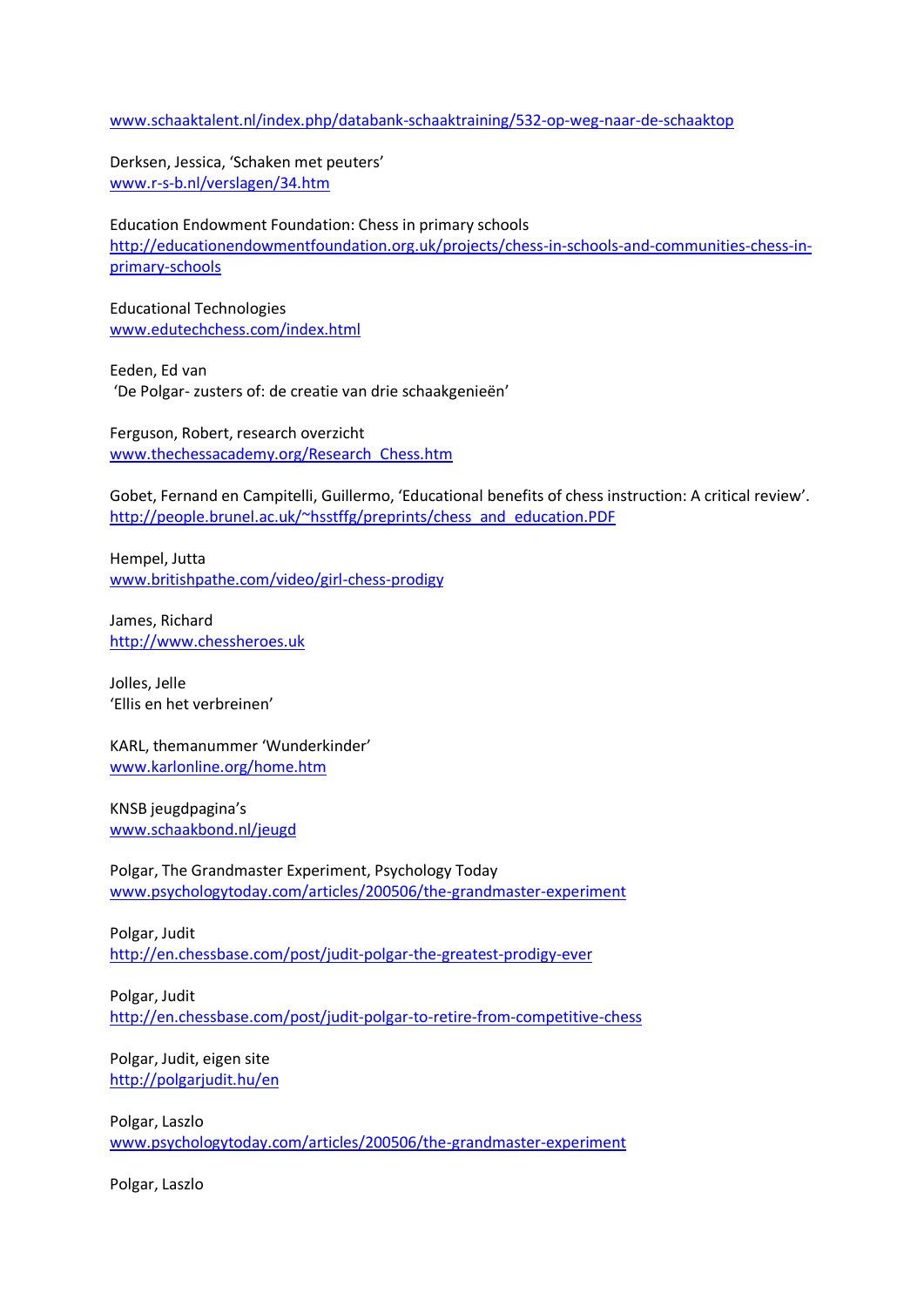www.schaaktalent.nl/index.php/databank-schaaktraining/532-op-weg-naar-de-schaaktop

Derksen, Jessica, 'Schaken met peuters'
www.r-s-b.nl/verslagen/34.htm

Education Endowment Foundation: Chess in primary schools
http://educationendowmentfoundation.org.uk/projects/chess-in-schools-and-communities-chess-in-primary-schools

Educational Technologies
www.edutechchess.com/index.html

Eeden, Ed van
'De Polgar- zusters of: de creatie van drie schaakgenieën'

Ferguson, Robert, research overzicht
www.thechessacademy.org/Research_Chess.htm

Gobet, Fernand en Campitelli, Guillermo, 'Educational benefits of chess instruction: A critical review'.
http://people.brunel.ac.uk/~hsstffg/preprints/chess_and_education.PDF

Hempel, Jutta
www.britishpathe.com/video/girl-chess-prodigy

James, Richard
http://www.chessheroes.uk

Jolles, Jelle
'Ellis en het verbreinen'

KARL, themanummer 'Wunderkinder'
www.karlonline.org/home.htm

KNSB jeugdpagina's
www.schaakbond.nl/jeugd

Polgar, The Grandmaster Experiment, Psychology Today
www.psychologytoday.com/articles/200506/the-grandmaster-experiment

Polgar, Judit
http://en.chessbase.com/post/judit-polgar-the-greatest-prodigy-ever

Polgar, Judit
http://en.chessbase.com/post/judit-polgar-to-retire-from-competitive-chess

Polgar, Judit, eigen site
http://polgarjudit.hu/en

Polgar, Laszlo
www.psychologytoday.com/articles/200506/the-grandmaster-experiment

Polgar, Laszlo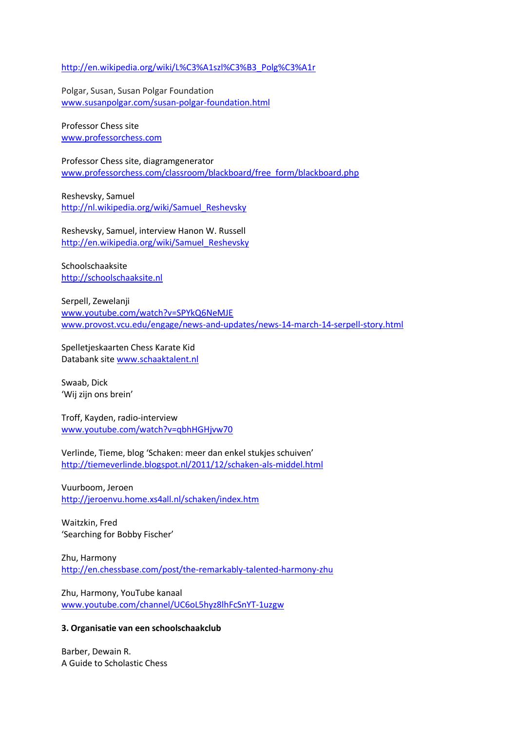http://en.wikipedia.org/wiki/L%C3%A1szl%C3%B3_Polg%C3%A1r

Polgar, Susan, Susan Polgar Foundation
www.susanpolgar.com/susan-polgar-foundation.html

Professor Chess site
www.professorchess.com

Professor Chess site, diagramgenerator
www.professorchess.com/classroom/blackboard/free_form/blackboard.php

Reshevsky, Samuel
http://nl.wikipedia.org/wiki/Samuel_Reshevsky

Reshevsky, Samuel, interview Hanon W. Russell
http://en.wikipedia.org/wiki/Samuel_Reshevsky

Schoolschaaksite
http://schoolschaaksite.nl

Serpell, Zewelanji
www.youtube.com/watch?v=SPYkQ6NeMJE
www.provost.vcu.edu/engage/news-and-updates/news-14-march-14-serpell-story.html

Spelletjeskaarten Chess Karate Kid
Databank site www.schaaktalent.nl

Swaab, Dick
'Wij zijn ons brein'

Troff, Kayden, radio-interview
www.youtube.com/watch?v=qbhHGHjvw70

Verlinde, Tieme, blog 'Schaken: meer dan enkel stukjes schuiven'
http://tiemeverlinde.blogspot.nl/2011/12/schaken-als-middel.html

Vuurboom, Jeroen
http://jeroenvu.home.xs4all.nl/schaken/index.htm

Waitzkin, Fred
'Searching for Bobby Fischer'

Zhu, Harmony
http://en.chessbase.com/post/the-remarkably-talented-harmony-zhu

Zhu, Harmony, YouTube kanaal
www.youtube.com/channel/UC6oL5hyz8lhFcSnYT-1uzgw

**3. Organisatie van een schoolschaakclub**

Barber, Dewain R.
A Guide to Scholastic Chess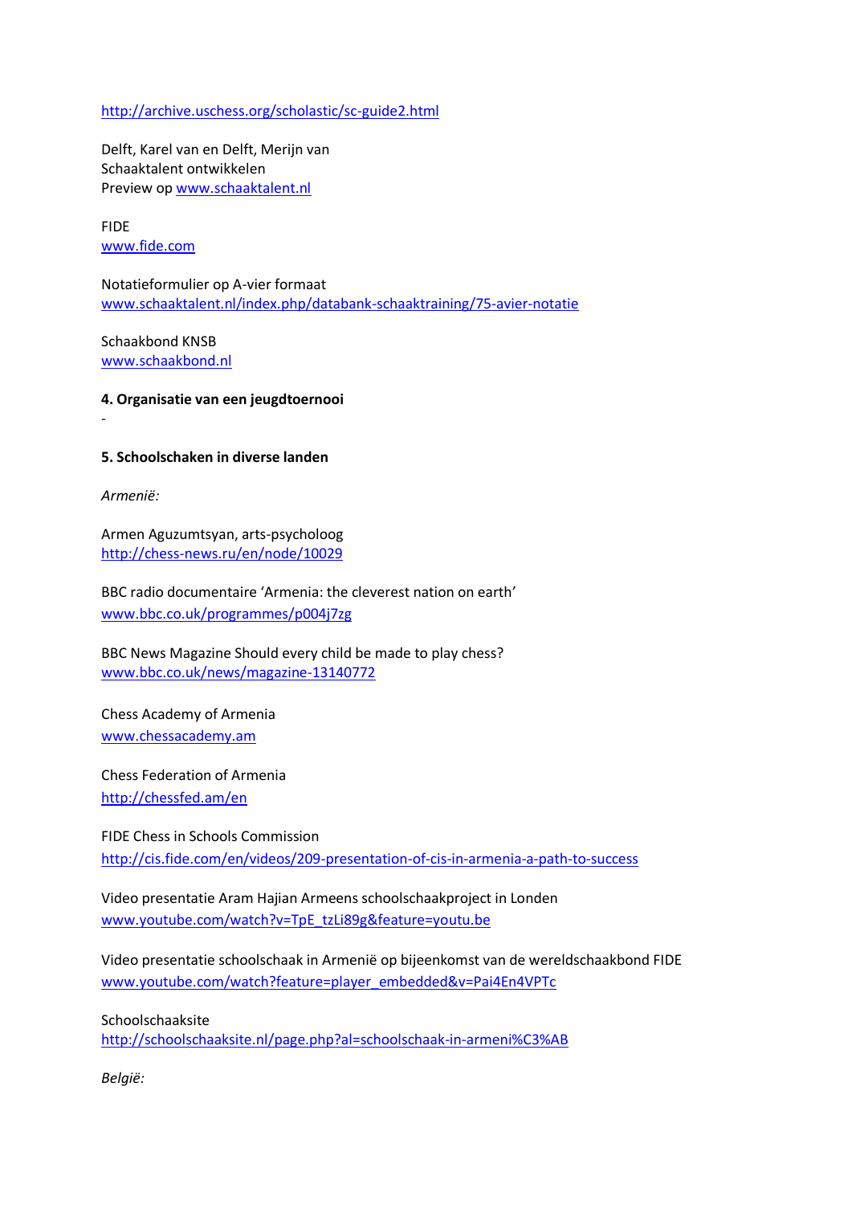http://archive.uschess.org/scholastic/sc-guide2.html

Delft, Karel van en Delft, Merijn van
Schaaktalent ontwikkelen
Preview op www.schaaktalent.nl

FIDE
www.fide.com

Notatieformulier op A-vier formaat
www.schaaktalent.nl/index.php/databank-schaaktraining/75-avier-notatie

Schaakbond KNSB
www.schaakbond.nl

**4. Organisatie van een jeugdtoernooi**

-

**5. Schoolschaken in diverse landen**

*Armenië:*

Armen Aguzumtsyan, arts-psycholoog
http://chess-news.ru/en/node/10029

BBC radio documentaire 'Armenia: the cleverest nation on earth'
www.bbc.co.uk/programmes/p004j7zg

BBC News Magazine Should every child be made to play chess?
www.bbc.co.uk/news/magazine-13140772

Chess Academy of Armenia
www.chessacademy.am

Chess Federation of Armenia
http://chessfed.am/en

FIDE Chess in Schools Commission
http://cis.fide.com/en/videos/209-presentation-of-cis-in-armenia-a-path-to-success

Video presentatie Aram Hajian Armeens schoolschaakproject in Londen
www.youtube.com/watch?v=TpE_tzLi89g&feature=youtu.be

Video presentatie schoolschaak in Armenië op bijeenkomst van de wereldschaakbond FIDE
www.youtube.com/watch?feature=player_embedded&v=Pai4En4VPTc

Schoolschaaksite
http://schoolschaaksite.nl/page.php?al=schoolschaak-in-armeni%C3%AB

*België:*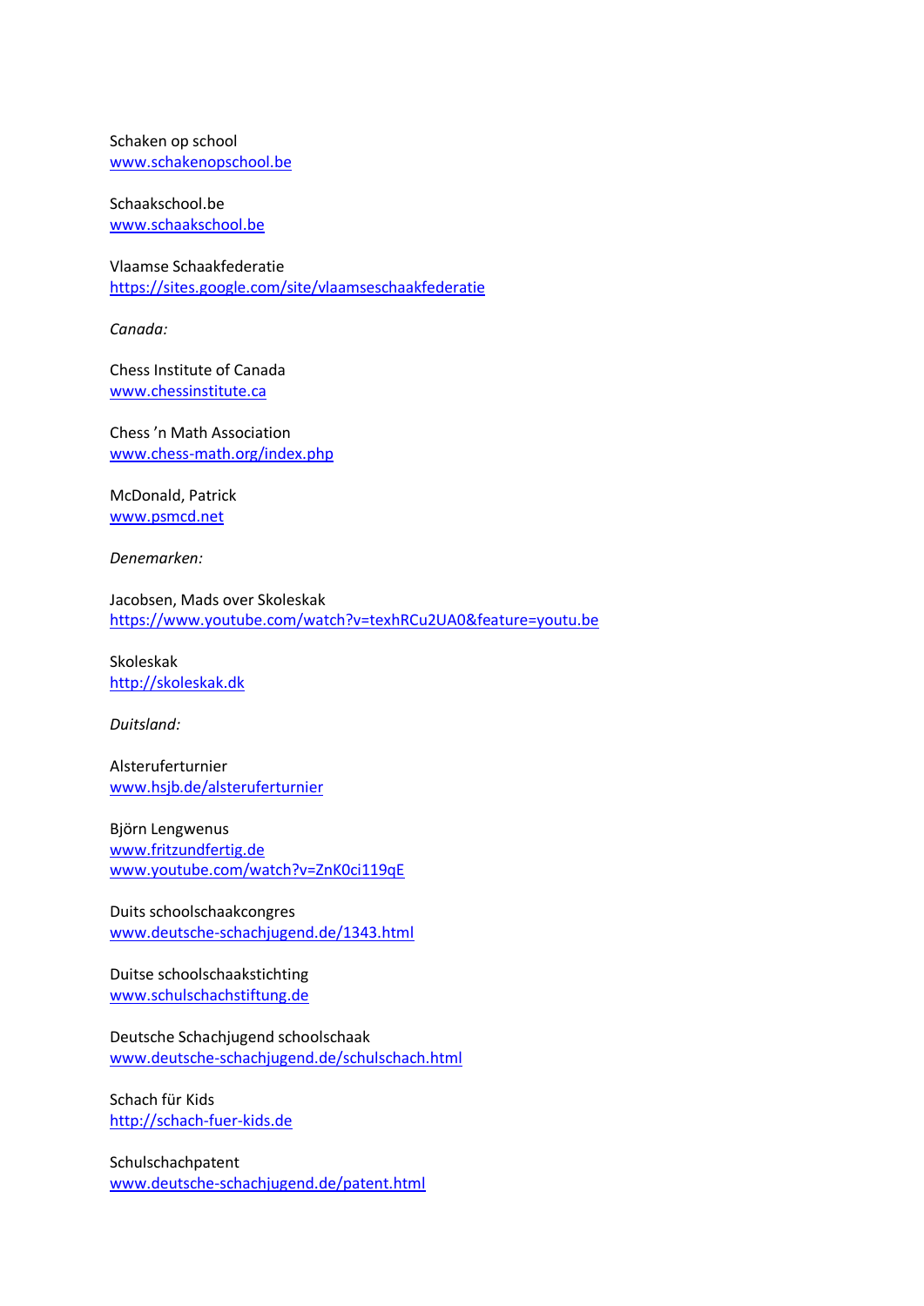Schaken op school
www.schakenopschool.be

Schaakschool.be
www.schaakschool.be

Vlaamse Schaakfederatie
https://sites.google.com/site/vlaamseschaakfederatie

*Canada:*

Chess Institute of Canada
www.chessinstitute.ca

Chess 'n Math Association
www.chess-math.org/index.php

McDonald, Patrick
www.psmcd.net

*Denemarken:*

Jacobsen, Mads over Skoleskak
https://www.youtube.com/watch?v=texhRCu2UA0&feature=youtu.be

Skoleskak
http://skoleskak.dk

*Duitsland:*

Alsteruferturnier
www.hsjb.de/alsteruferturnier

Björn Lengwenus
www.fritzundfertig.de
www.youtube.com/watch?v=ZnK0ci119qE

Duits schoolschaakcongres
www.deutsche-schachjugend.de/1343.html

Duitse schoolschaakstichting
www.schulschachstiftung.de

Deutsche Schachjugend schoolschaak
www.deutsche-schachjugend.de/schulschach.html

Schach für Kids
http://schach-fuer-kids.de

Schulschachpatent
www.deutsche-schachjugend.de/patent.html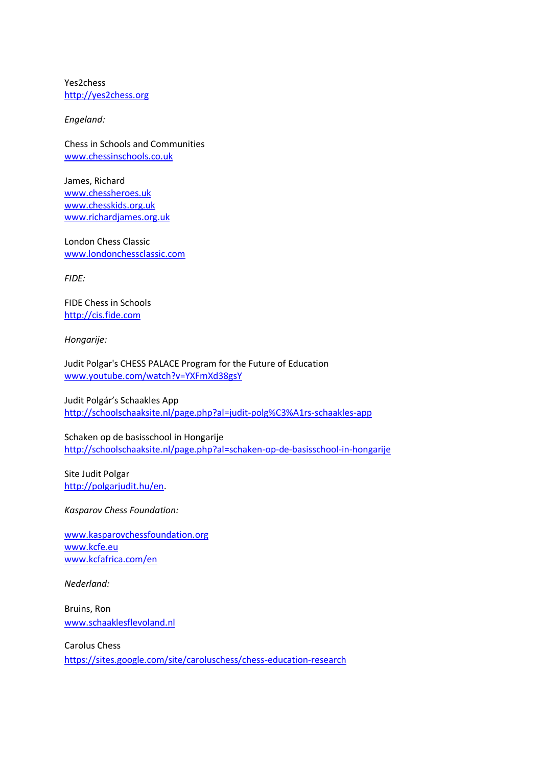Yes2chess
http://yes2chess.org

*Engeland:*

Chess in Schools and Communities
www.chessinschools.co.uk

James, Richard
www.chessheroes.uk
www.chesskids.org.uk
www.richardjames.org.uk

London Chess Classic
www.londonchessclassic.com

*FIDE:*

FIDE Chess in Schools
http://cis.fide.com

*Hongarije:*

Judit Polgar's CHESS PALACE Program for the Future of Education
www.youtube.com/watch?v=YXFmXd38gsY

Judit Polgár's Schaakles App
http://schoolschaaksite.nl/page.php?al=judit-polg%C3%A1rs-schaakles-app

Schaken op de basisschool in Hongarije
http://schoolschaaksite.nl/page.php?al=schaken-op-de-basisschool-in-hongarije

Site Judit Polgar
http://polgarjudit.hu/en.

*Kasparov Chess Foundation:*

www.kasparovchessfoundation.org
www.kcfe.eu
www.kcfafrica.com/en

*Nederland:*

Bruins, Ron
www.schaaklesflevoland.nl

Carolus Chess
https://sites.google.com/site/caroluschess/chess-education-research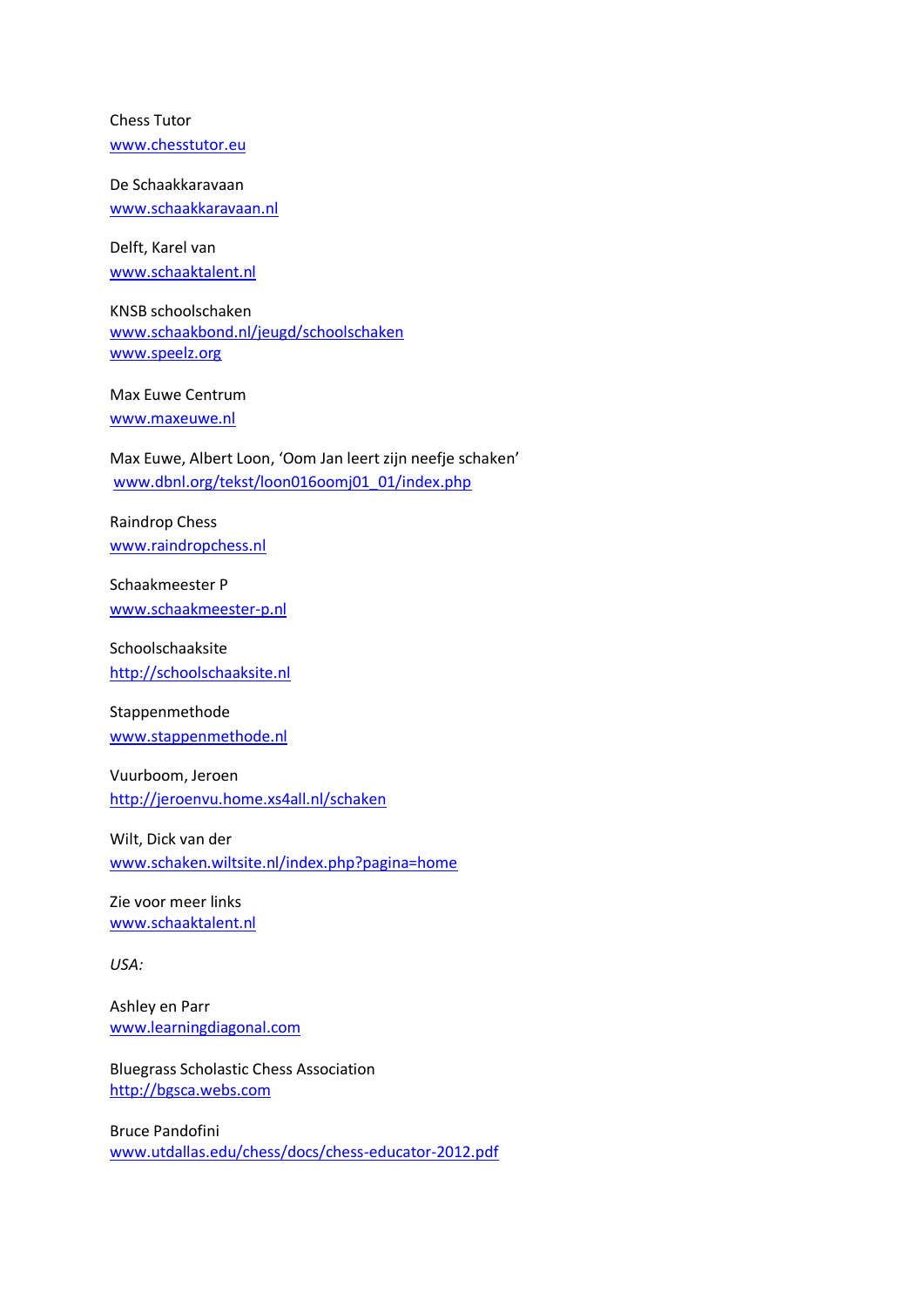Chess Tutor
www.chesstutor.eu

De Schaakkaravaan
www.schaakkaravaan.nl

Delft, Karel van
www.schaaktalent.nl

KNSB schoolschaken
www.schaakbond.nl/jeugd/schoolschaken
www.speelz.org

Max Euwe Centrum
www.maxeuwe.nl

Max Euwe, Albert Loon, 'Oom Jan leert zijn neefje schaken'
www.dbnl.org/tekst/loon016oomj01_01/index.php

Raindrop Chess
www.raindropchess.nl

Schaakmeester P
www.schaakmeester-p.nl

Schoolschaaksite
http://schoolschaaksite.nl

Stappenmethode
www.stappenmethode.nl

Vuurboom, Jeroen
http://jeroenvu.home.xs4all.nl/schaken

Wilt, Dick van der
www.schaken.wiltsite.nl/index.php?pagina=home

Zie voor meer links
www.schaaktalent.nl

*USA:*

Ashley en Parr
www.learningdiagonal.com

Bluegrass Scholastic Chess Association
http://bgsca.webs.com

Bruce Pandofini
www.utdallas.edu/chess/docs/chess-educator-2012.pdf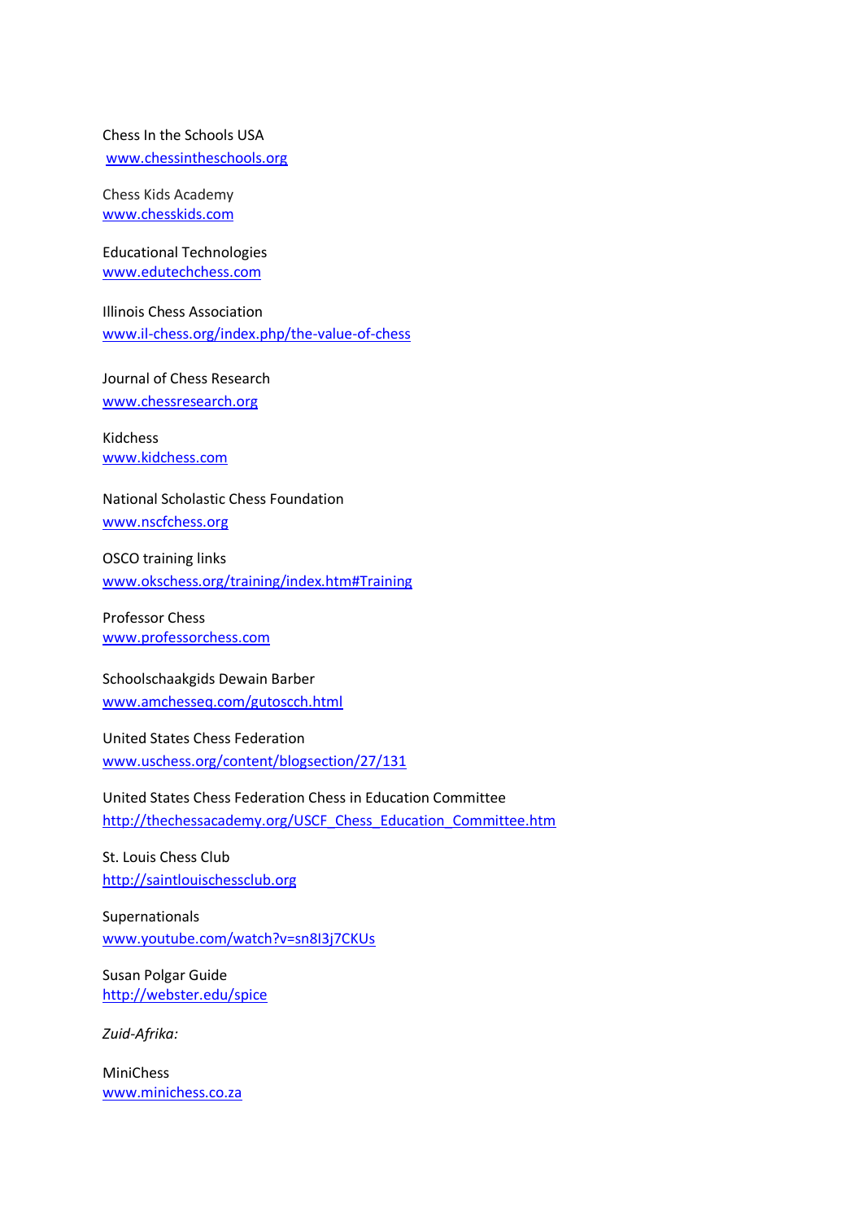Chess In the Schools USA
www.chessintheschools.org

Chess Kids Academy
www.chesskids.com

Educational Technologies
www.edutechchess.com

Illinois Chess Association
www.il-chess.org/index.php/the-value-of-chess

Journal of Chess Research
www.chessresearch.org

Kidchess
www.kidchess.com

National Scholastic Chess Foundation
www.nscfchess.org

OSCO training links
www.okschess.org/training/index.htm#Training

Professor Chess
www.professorchess.com

Schoolschaakgids Dewain Barber
www.amchesseq.com/gutoscch.html

United States Chess Federation
www.uschess.org/content/blogsection/27/131

United States Chess Federation Chess in Education Committee
http://thechessacademy.org/USCF_Chess_Education_Committee.htm

St. Louis Chess Club
http://saintlouischessclub.org

Supernationals
www.youtube.com/watch?v=sn8I3j7CKUs

Susan Polgar Guide
http://webster.edu/spice

*Zuid-Afrika:*

MiniChess
www.minichess.co.za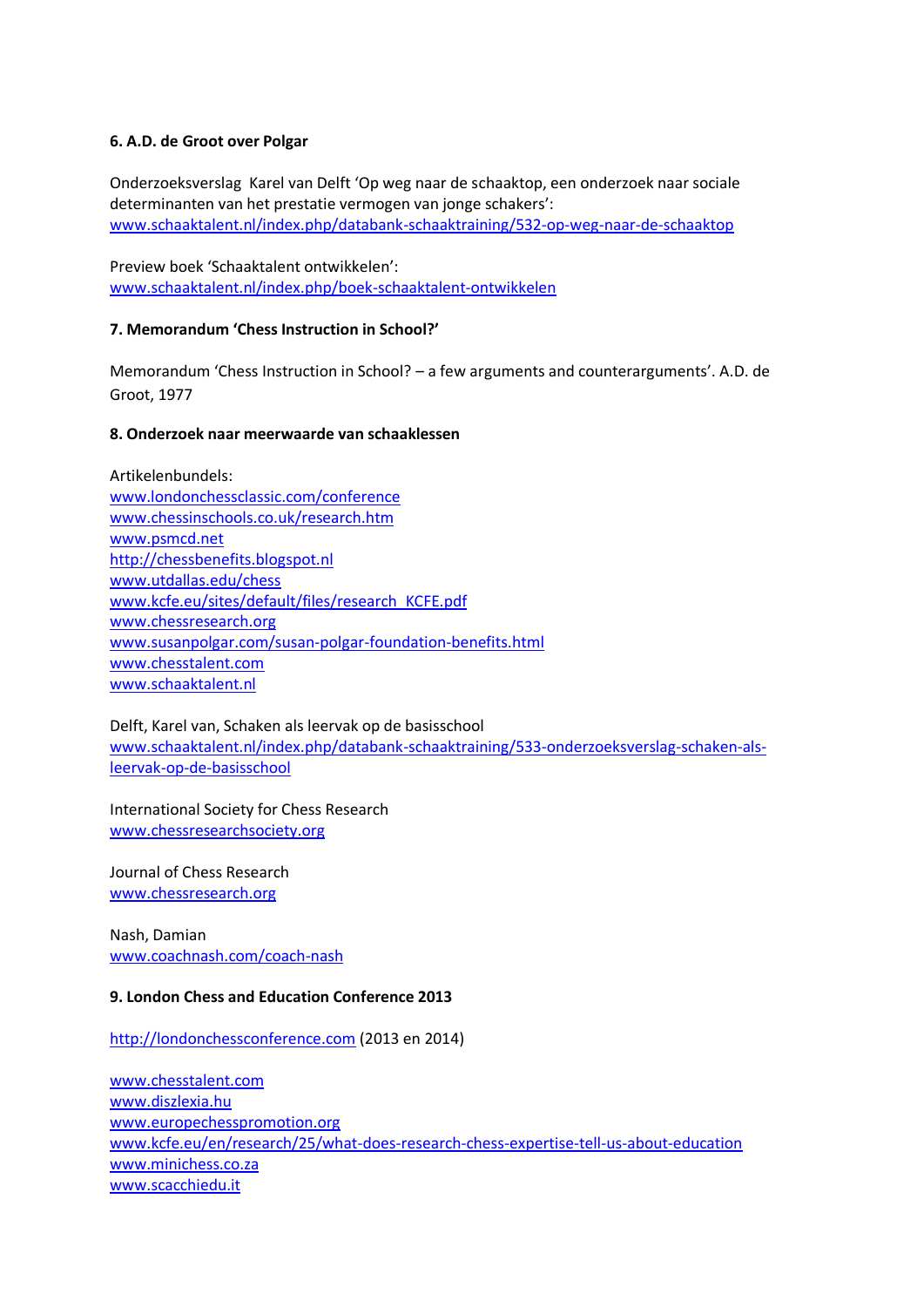**6. A.D. de Groot over Polgar**

Onderzoeksverslag  Karel van Delft 'Op weg naar de schaaktop, een onderzoek naar sociale determinanten van het prestatie vermogen van jonge schakers':
www.schaaktalent.nl/index.php/databank-schaaktraining/532-op-weg-naar-de-schaaktop

Preview boek 'Schaaktalent ontwikkelen':
www.schaaktalent.nl/index.php/boek-schaaktalent-ontwikkelen

**7. Memorandum 'Chess Instruction in School?'**

Memorandum 'Chess Instruction in School? – a few arguments and counterarguments'. A.D. de Groot, 1977

**8. Onderzoek naar meerwaarde van schaaklessen**

Artikelenbundels:
www.londonchessclassic.com/conference
www.chessinschools.co.uk/research.htm
www.psmcd.net
http://chessbenefits.blogspot.nl
www.utdallas.edu/chess
www.kcfe.eu/sites/default/files/research_KCFE.pdf
www.chessresearch.org
www.susanpolgar.com/susan-polgar-foundation-benefits.html
www.chesstalent.com
www.schaaktalent.nl

Delft, Karel van, Schaken als leervak op de basisschool
www.schaaktalent.nl/index.php/databank-schaaktraining/533-onderzoeksverslag-schaken-als-leervak-op-de-basisschool

International Society for Chess Research
www.chessresearchsociety.org

Journal of Chess Research
www.chessresearch.org

Nash, Damian
www.coachnash.com/coach-nash

**9. London Chess and Education Conference 2013**

http://londonchessconference.com (2013 en 2014)

www.chesstalent.com
www.diszlexia.hu
www.europechesspromotion.org
www.kcfe.eu/en/research/25/what-does-research-chess-expertise-tell-us-about-education
www.minichess.co.za
www.scacchiedu.it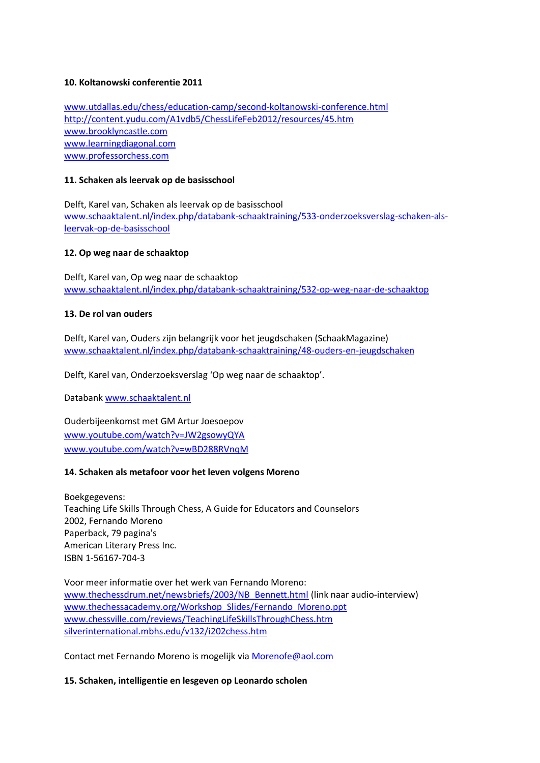**10. Koltanowski conferentie 2011**

www.utdallas.edu/chess/education-camp/second-koltanowski-conference.html
http://content.yudu.com/A1vdb5/ChessLifeFeb2012/resources/45.htm
www.brooklyncastle.com
www.learningdiagonal.com
www.professorchess.com

**11. Schaken als leervak op de basisschool**

Delft, Karel van, Schaken als leervak op de basisschool
www.schaaktalent.nl/index.php/databank-schaaktraining/533-onderzoeksverslag-schaken-als-leervak-op-de-basisschool

**12. Op weg naar de schaaktop**

Delft, Karel van, Op weg naar de schaaktop
www.schaaktalent.nl/index.php/databank-schaaktraining/532-op-weg-naar-de-schaaktop

**13. De rol van ouders**

Delft, Karel van, Ouders zijn belangrijk voor het jeugdschaken (SchaakMagazine)
www.schaaktalent.nl/index.php/databank-schaaktraining/48-ouders-en-jeugdschaken

Delft, Karel van, Onderzoeksverslag 'Op weg naar de schaaktop'.

Databank www.schaaktalent.nl

Ouderbijeenkomst met GM Artur Joesoepov
www.youtube.com/watch?v=JW2gsowyQYA
www.youtube.com/watch?v=wBD288RVnqM

**14. Schaken als metafoor voor het leven volgens Moreno**

Boekgegevens:
Teaching Life Skills Through Chess, A Guide for Educators and Counselors
2002, Fernando Moreno
Paperback, 79 pagina's
American Literary Press Inc.
ISBN 1-56167-704-3

Voor meer informatie over het werk van Fernando Moreno:
www.thechessdrum.net/newsbriefs/2003/NB_Bennett.html (link naar audio-interview)
www.thechessacademy.org/Workshop_Slides/Fernando_Moreno.ppt
www.chessville.com/reviews/TeachingLifeSkillsThroughChess.htm
silverinternational.mbhs.edu/v132/i202chess.htm

Contact met Fernando Moreno is mogelijk via Morenofe@aol.com

**15. Schaken, intelligentie en lesgeven op Leonardo scholen**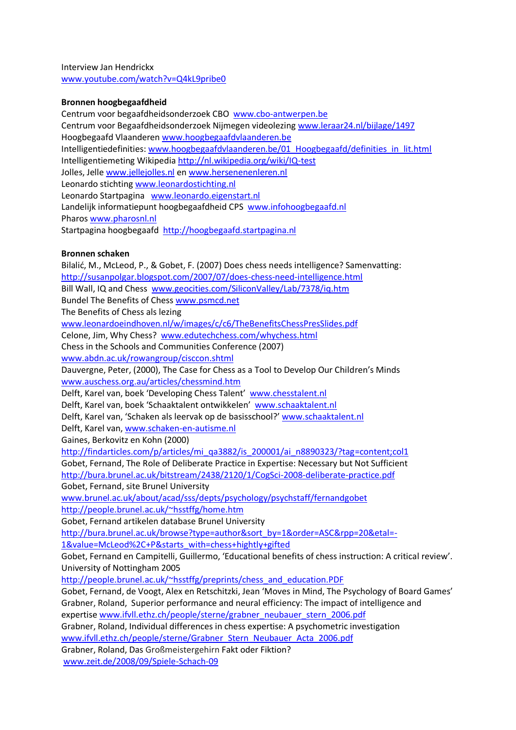Interview Jan Hendrickx
www.youtube.com/watch?v=Q4kL9pribe0

**Bronnen hoogbegaafdheid**

Centrum voor begaafdheidsonderzoek CBO www.cbo-antwerpen.be
Centrum voor Begaafdheidsonderzoek Nijmegen videolezing www.leraar24.nl/bijlage/1497
Hoogbegaafd Vlaanderen www.hoogbegaafdvlaanderen.be
Intelligentiedefinities: www.hoogbegaafdvlaanderen.be/01_Hoogbegaafd/definities_in_lit.html
Intelligentiemeting Wikipedia http://nl.wikipedia.org/wiki/IQ-test
Jolles, Jelle www.jellejolles.nl en www.hersenenenleren.nl
Leonardo stichting www.leonardostichting.nl
Leonardo Startpagina www.leonardo.eigenstart.nl
Landelijk informatiepunt hoogbegaafdheid CPS www.infohoogbegaafd.nl
Pharos www.pharosnl.nl
Startpagina hoogbegaafd http://hoogbegaafd.startpagina.nl

**Bronnen schaken**

Bilalić, M., McLeod, P., & Gobet, F. (2007) Does chess needs intelligence? Samenvatting: http://susanpolgar.blogspot.com/2007/07/does-chess-need-intelligence.html
Bill Wall, IQ and Chess www.geocities.com/SiliconValley/Lab/7378/iq.htm
Bundel The Benefits of Chess www.psmcd.net
The Benefits of Chess als lezing
www.leonardoeindhoven.nl/w/images/c/c6/TheBenefitsChessPresSlides.pdf
Celone, Jim, Why Chess? www.edutechchess.com/whychess.html
Chess in the Schools and Communities Conference (2007)
www.abdn.ac.uk/rowangroup/cisccon.shtml
Dauvergne, Peter, (2000), The Case for Chess as a Tool to Develop Our Children's Minds
www.auschess.org.au/articles/chessmind.htm
Delft, Karel van, boek 'Developing Chess Talent' www.chesstalent.nl
Delft, Karel van, boek 'Schaaktalent ontwikkelen' www.schaaktalent.nl
Delft, Karel van, 'Schaken als leervak op de basisschool?' www.schaaktalent.nl
Delft, Karel van, www.schaken-en-autisme.nl
Gaines, Berkovitz en Kohn (2000)
http://findarticles.com/p/articles/mi_qa3882/is_200001/ai_n8890323/?tag=content;col1
Gobet, Fernand, The Role of Deliberate Practice in Expertise: Necessary but Not Sufficient
http://bura.brunel.ac.uk/bitstream/2438/2120/1/CogSci-2008-deliberate-practice.pdf
Gobet, Fernand, site Brunel University
www.brunel.ac.uk/about/acad/sss/depts/psychology/psychstaff/fernandgobet
http://people.brunel.ac.uk/~hsstffg/home.htm
Gobet, Fernand artikelen database Brunel University
http://bura.brunel.ac.uk/browse?type=author&sort_by=1&order=ASC&rpp=20&etal=-1&value=McLeod%2C+P&starts_with=chess+hightly+gifted
Gobet, Fernand en Campitelli, Guillermo, 'Educational benefits of chess instruction: A critical review'. University of Nottingham 2005
http://people.brunel.ac.uk/~hsstffg/preprints/chess_and_education.PDF
Gobet, Fernand, de Voogt, Alex en Retschitzki, Jean 'Moves in Mind, The Psychology of Board Games'
Grabner, Roland, Superior performance and neural efficiency: The impact of intelligence and expertise www.ifvll.ethz.ch/people/sterne/grabner_neubauer_stern_2006.pdf
Grabner, Roland, Individual differences in chess expertise: A psychometric investigation
www.ifvll.ethz.ch/people/sterne/Grabner_Stern_Neubauer_Acta_2006.pdf
Grabner, Roland, Das Großmeistergehirn Fakt oder Fiktion?
www.zeit.de/2008/09/Spiele-Schach-09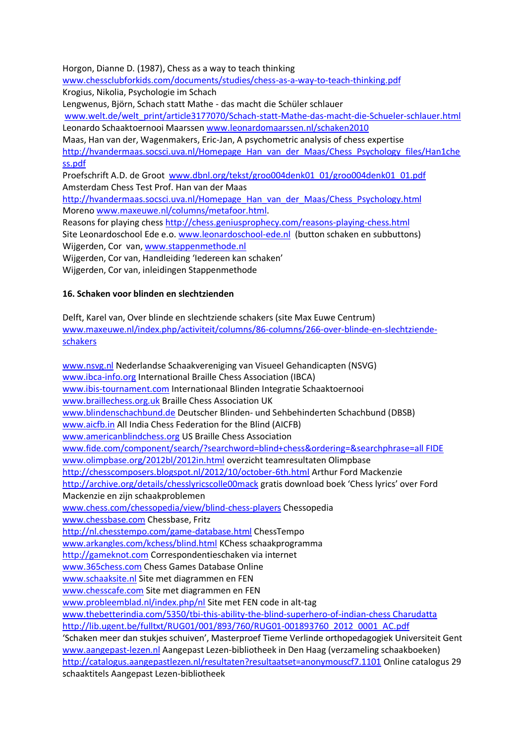Horgon, Dianne D. (1987), Chess as a way to teach thinking
www.chessclubforkids.com/documents/studies/chess-as-a-way-to-teach-thinking.pdf
Krogius, Nikolia, Psychologie im Schach
Lengwenus, Björn, Schach statt Mathe - das macht die Schüler schlauer
www.welt.de/welt_print/article3177070/Schach-statt-Mathe-das-macht-die-Schueler-schlauer.html
Leonardo Schaaktoernooi Maarssen www.leonardomaarssen.nl/schaken2010
Maas, Han van der, Wagenmakers, Eric-Jan, A psychometric analysis of chess expertise
http://hvandermaas.socsci.uva.nl/Homepage_Han_van_der_Maas/Chess_Psychology_files/Han1chess.pdf
Proefschrift A.D. de Groot www.dbnl.org/tekst/groo004denk01_01/groo004denk01_01.pdf
Amsterdam Chess Test Prof. Han van der Maas
http://hvandermaas.socsci.uva.nl/Homepage_Han_van_der_Maas/Chess_Psychology.html
Moreno www.maxeuwe.nl/columns/metafoor.html.
Reasons for playing chess http://chess.geniusprophecy.com/reasons-playing-chess.html
Site Leonardoschool Ede e.o. www.leonardoschool-ede.nl (button schaken en subbuttons)
Wijgerden, Cor van, www.stappenmethode.nl
Wijgerden, Cor van, Handleiding 'Iedereen kan schaken'
Wijgerden, Cor van, inleidingen Stappenmethode

**16. Schaken voor blinden en slechtzienden**

Delft, Karel van, Over blinde en slechtziende schakers (site Max Euwe Centrum)
www.maxeuwe.nl/index.php/activiteit/columns/86-columns/266-over-blinde-en-slechtziende-schakers

www.nsvg.nl Nederlandse Schaakvereniging van Visueel Gehandicapten (NSVG)
www.ibca-info.org International Braille Chess Association (IBCA)
www.ibis-tournament.com Internationaal Blinden Integratie Schaaktoernooi
www.braillechess.org.uk Braille Chess Association UK
www.blindenschachbund.de Deutscher Blinden- und Sehbehinderten Schachbund (DBSB)
www.aicfb.in All India Chess Federation for the Blind (AICFB)
www.americanblindchess.org US Braille Chess Association
www.fide.com/component/search/?searchword=blind+chess&ordering=&searchphrase=all FIDE
www.olimpbase.org/2012bl/2012in.html overzicht teamresultaten Olimpbase
http://chesscomposers.blogspot.nl/2012/10/october-6th.html Arthur Ford Mackenzie
http://archive.org/details/chesslyricscolle00mack gratis download boek 'Chess lyrics' over Ford Mackenzie en zijn schaakproblemen
www.chess.com/chessopedia/view/blind-chess-players Chessopedia
www.chessbase.com Chessbase, Fritz
http://nl.chesstempo.com/game-database.html ChessTempo
www.arkangles.com/kchess/blind.html KChess schaakprogramma
http://gameknot.com Correspondentieschaken via internet
www.365chess.com Chess Games Database Online
www.schaaksite.nl Site met diagrammen en FEN
www.chesscafe.com Site met diagrammen en FEN
www.probleemblad.nl/index.php/nl Site met FEN code in alt-tag
www.thebetterindia.com/5350/tbi-this-ability-the-blind-superhero-of-indian-chess Charudatta
http://lib.ugent.be/fulltxt/RUG01/001/893/760/RUG01-001893760_2012_0001_AC.pdf
'Schaken meer dan stukjes schuiven', Masterproef Tieme Verlinde orthopedagogiek Universiteit Gent
www.aangepast-lezen.nl Aangepast Lezen-bibliotheek in Den Haag (verzameling schaakboeken)
http://catalogus.aangepastlezen.nl/resultaten?resultaatset=anonymouscf7.1101 Online catalogus 29 schaaktitels Aangepast Lezen-bibliotheek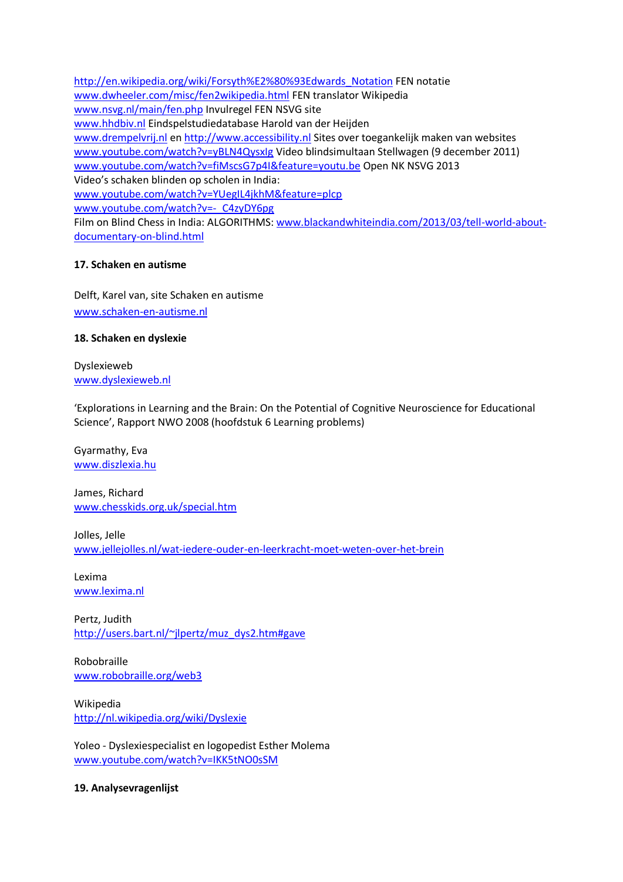http://en.wikipedia.org/wiki/Forsyth%E2%80%93Edwards_Notation FEN notatie
www.dwheeler.com/misc/fen2wikipedia.html FEN translator Wikipedia
www.nsvg.nl/main/fen.php Invulregel FEN NSVG site
www.hhdbiv.nl Eindspelstudiedatabase Harold van der Heijden
www.drempelvrij.nl en http://www.accessibility.nl Sites over toegankelijk maken van websites
www.youtube.com/watch?v=yBLN4QysxIg Video blindsimultaan Stellwagen (9 december 2011)
www.youtube.com/watch?v=fiMscsG7p4I&feature=youtu.be Open NK NSVG 2013
Video's schaken blinden op scholen in India:
www.youtube.com/watch?v=YUegIL4jkhM&feature=plcp
www.youtube.com/watch?v=-_C4zyDY6pg
Film on Blind Chess in India: ALGORITHMS: www.blackandwhiteindia.com/2013/03/tell-world-about-documentary-on-blind.html

**17. Schaken en autisme**

Delft, Karel van, site Schaken en autisme
www.schaken-en-autisme.nl

**18. Schaken en dyslexie**

Dyslexieweb
www.dyslexieweb.nl

'Explorations in Learning and the Brain: On the Potential of Cognitive Neuroscience for Educational Science', Rapport NWO 2008 (hoofdstuk 6 Learning problems)

Gyarmathy, Eva
www.diszlexia.hu

James, Richard
www.chesskids.org.uk/special.htm

Jolles, Jelle
www.jellejolles.nl/wat-iedere-ouder-en-leerkracht-moet-weten-over-het-brein

Lexima
www.lexima.nl

Pertz, Judith
http://users.bart.nl/~jlpertz/muz_dys2.htm#gave

Robobraille
www.robobraille.org/web3

Wikipedia
http://nl.wikipedia.org/wiki/Dyslexie

Yoleo - Dyslexiespecialist en logopedist Esther Molema
www.youtube.com/watch?v=IKK5tNO0sSM

**19. Analysevragenlijst**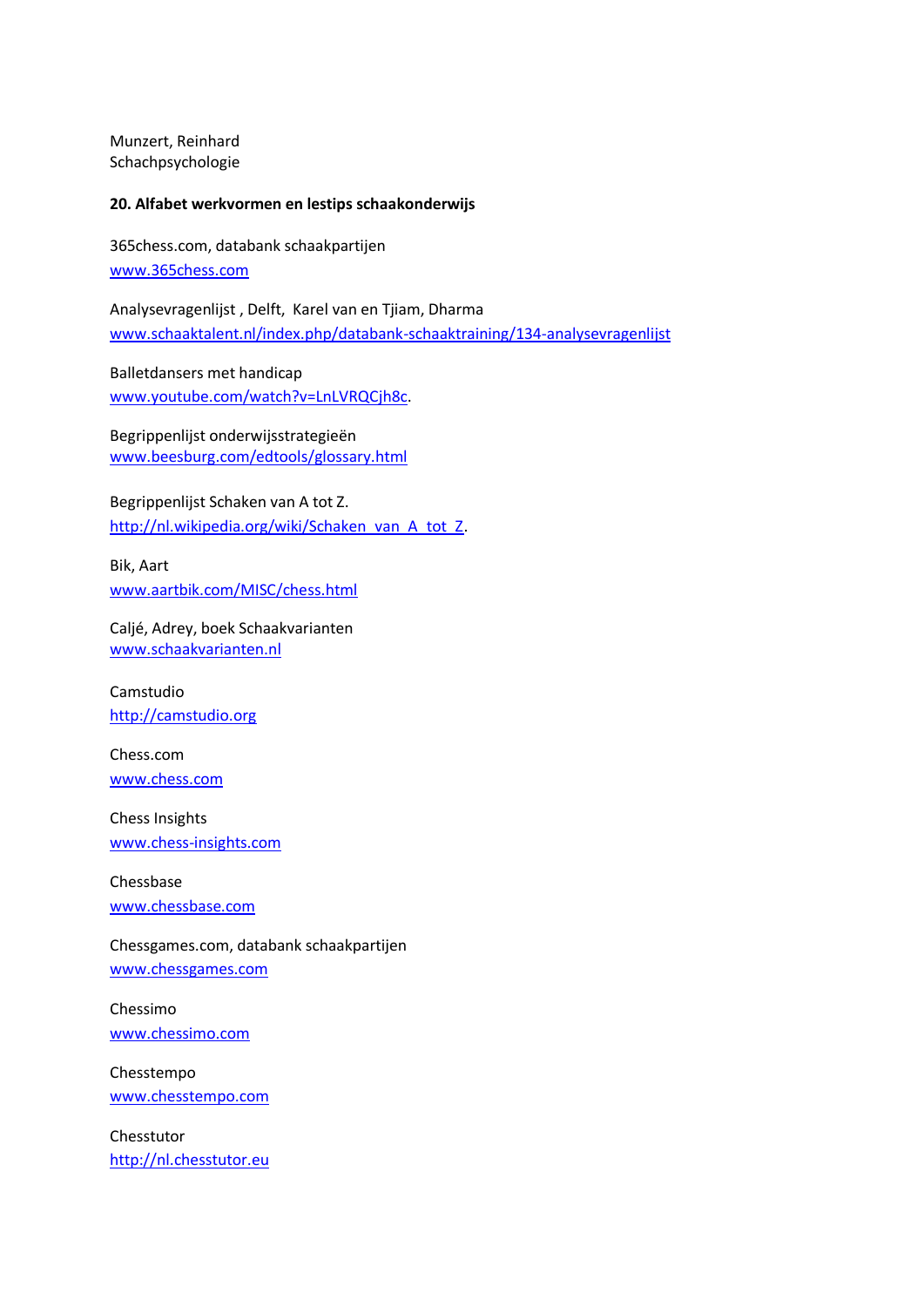Munzert, Reinhard
Schachpsychologie

**20. Alfabet werkvormen en lestips schaakonderwijs**

365chess.com, databank schaakpartijen
www.365chess.com

Analysevragenlijst , Delft, Karel van en Tjiam, Dharma
www.schaaktalent.nl/index.php/databank-schaaktraining/134-analysevragenlijst

Balletdansers met handicap
www.youtube.com/watch?v=LnLVRQCjh8c.

Begrippenlijst onderwijsstrategieën
www.beesburg.com/edtools/glossary.html

Begrippenlijst Schaken van A tot Z.
http://nl.wikipedia.org/wiki/Schaken_van_A_tot_Z.

Bik, Aart
www.aartbik.com/MISC/chess.html

Caljé, Adrey, boek Schaakvarianten
www.schaakvarianten.nl

Camstudio
http://camstudio.org

Chess.com
www.chess.com

Chess Insights
www.chess-insights.com

Chessbase
www.chessbase.com

Chessgames.com, databank schaakpartijen
www.chessgames.com

Chessimo
www.chessimo.com

Chesstempo
www.chesstempo.com

Chesstutor
http://nl.chesstutor.eu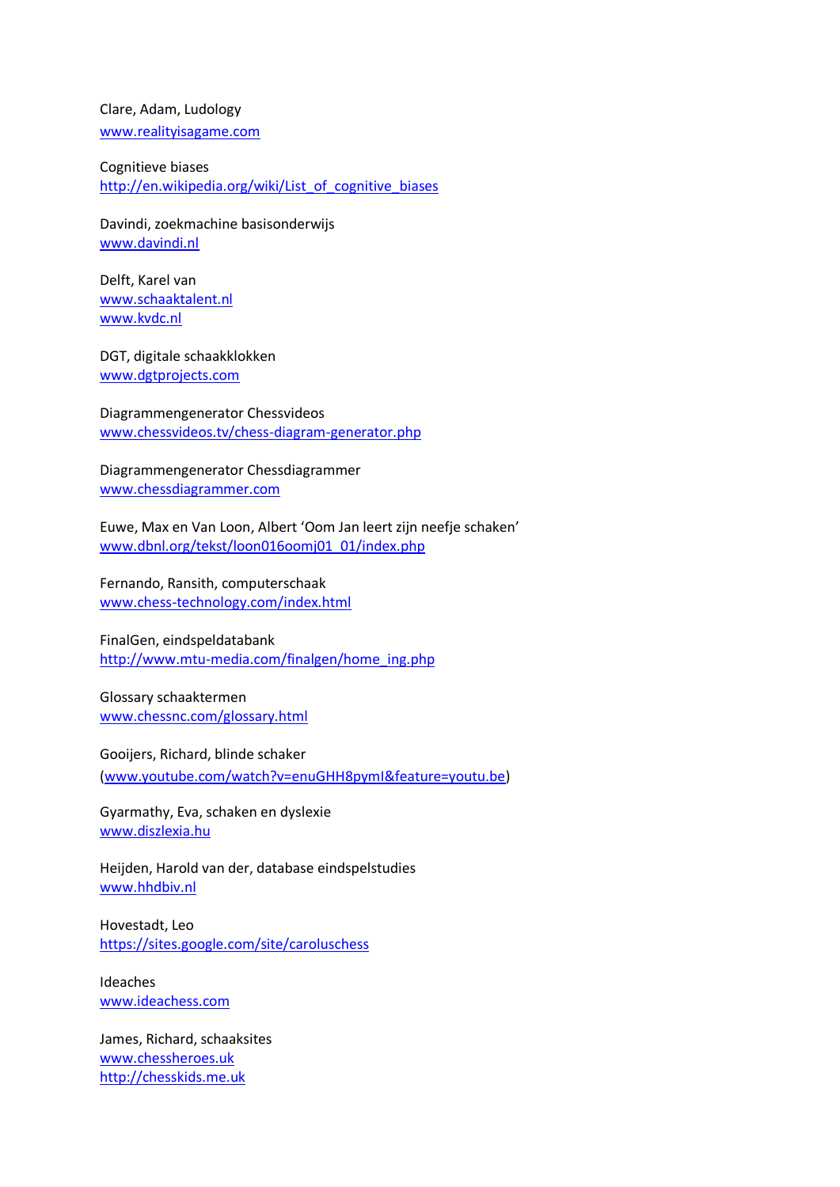Clare, Adam, Ludology
www.realityisagame.com

Cognitieve biases
http://en.wikipedia.org/wiki/List_of_cognitive_biases

Davindi, zoekmachine basisonderwijs
www.davindi.nl

Delft, Karel van
www.schaaktalent.nl
www.kvdc.nl

DGT, digitale schaakklokken
www.dgtprojects.com

Diagrammengenerator Chessvideos
www.chessvideos.tv/chess-diagram-generator.php

Diagrammengenerator Chessdiagrammer
www.chessdiagrammer.com

Euwe, Max en Van Loon, Albert 'Oom Jan leert zijn neefje schaken'
www.dbnl.org/tekst/loon016oomj01_01/index.php

Fernando, Ransith, computerschaak
www.chess-technology.com/index.html

FinalGen, eindspeldatabank
http://www.mtu-media.com/finalgen/home_ing.php

Glossary schaaktermen
www.chessnc.com/glossary.html

Gooijers, Richard, blinde schaker
(www.youtube.com/watch?v=enuGHH8pymI&feature=youtu.be)

Gyarmathy, Eva, schaken en dyslexie
www.diszlexia.hu

Heijden, Harold van der, database eindspelstudies
www.hhdbiv.nl

Hovestadt, Leo
https://sites.google.com/site/caroluschess

Ideaches
www.ideachess.com

James, Richard, schaaksites
www.chessheroes.uk
http://chesskids.me.uk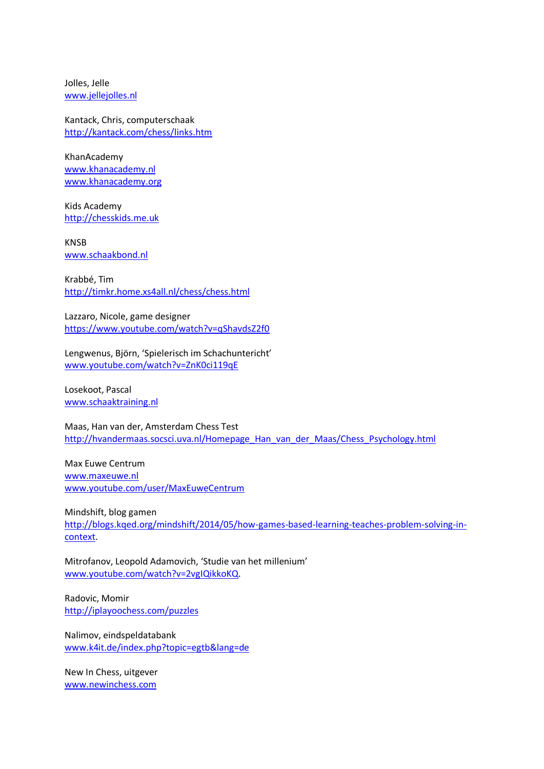Jolles, Jelle
www.jellejolles.nl

Kantack, Chris, computerschaak
http://kantack.com/chess/links.htm

KhanAcademy
www.khanacademy.nl
www.khanacademy.org

Kids Academy
http://chesskids.me.uk

KNSB
www.schaakbond.nl

Krabbé, Tim
http://timkr.home.xs4all.nl/chess/chess.html

Lazzaro, Nicole, game designer
https://www.youtube.com/watch?v=qShavdsZ2f0

Lengwenus, Björn, 'Spielerisch im Schachunterricht'
www.youtube.com/watch?v=ZnK0ci119qE

Losekoot, Pascal
www.schaaktraining.nl

Maas, Han van der, Amsterdam Chess Test
http://hvandermaas.socsci.uva.nl/Homepage_Han_van_der_Maas/Chess_Psychology.html

Max Euwe Centrum
www.maxeuwe.nl
www.youtube.com/user/MaxEuweCentrum

Mindshift, blog gamen
http://blogs.kqed.org/mindshift/2014/05/how-games-based-learning-teaches-problem-solving-in-context.

Mitrofanov, Leopold Adamovich, 'Studie van het millenium'
www.youtube.com/watch?v=2vgIQikkoKQ.

Radovic, Momir
http://iplayoochess.com/puzzles

Nalimov, eindspeldatabank
www.k4it.de/index.php?topic=egtb&lang=de

New In Chess, uitgever
www.newinchess.com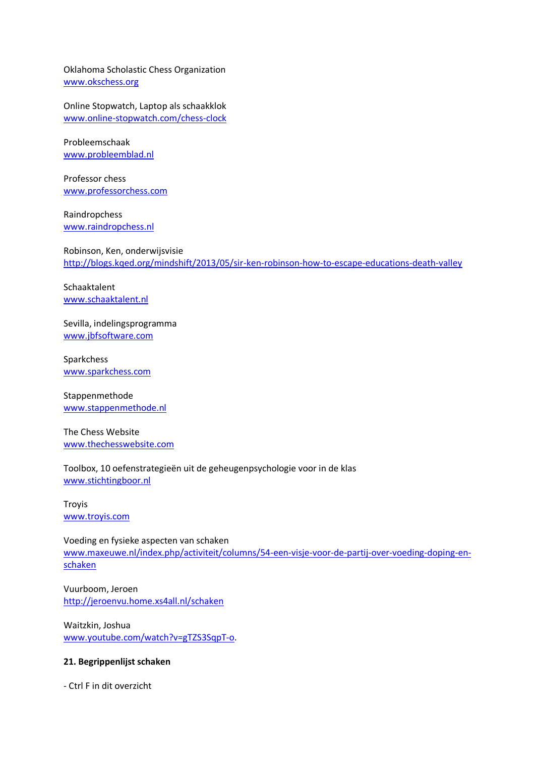Oklahoma Scholastic Chess Organization
www.okschess.org

Online Stopwatch, Laptop als schaakklok
www.online-stopwatch.com/chess-clock

Probleemschaak
www.probleemblad.nl

Professor chess
www.professorchess.com

Raindropchess
www.raindropchess.nl

Robinson, Ken, onderwijsvisie
http://blogs.kqed.org/mindshift/2013/05/sir-ken-robinson-how-to-escape-educations-death-valley

Schaaktalent
www.schaaktalent.nl

Sevilla, indelingsprogramma
www.jbfsoftware.com

Sparkchess
www.sparkchess.com

Stappenmethode
www.stappenmethode.nl

The Chess Website
www.thechesswebsite.com

Toolbox, 10 oefenstrategieën uit de geheugenpsychologie voor in de klas
www.stichtingboor.nl

Troyis
www.troyis.com

Voeding en fysieke aspecten van schaken
www.maxeuwe.nl/index.php/activiteit/columns/54-een-visje-voor-de-partij-over-voeding-doping-en-schaken

Vuurboom, Jeroen
http://jeroenvu.home.xs4all.nl/schaken

Waitzkin, Joshua
www.youtube.com/watch?v=gTZS3SqpT-o.

**21. Begrippenlijst schaken**

- Ctrl F in dit overzicht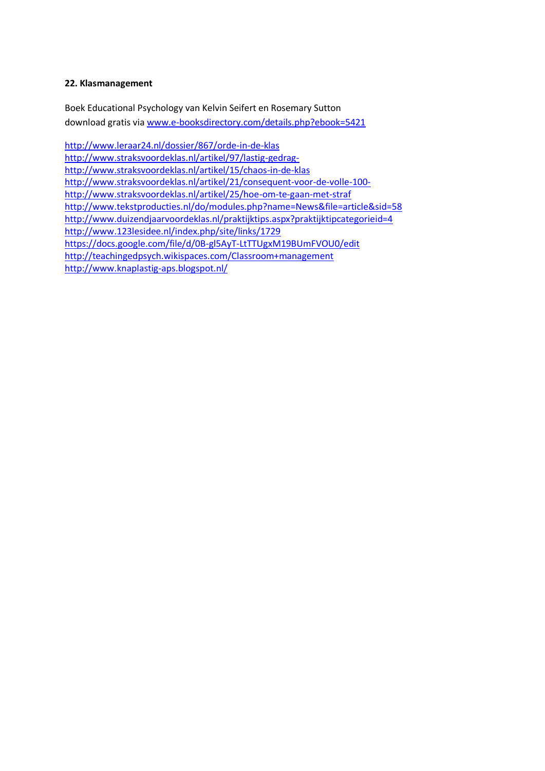**22. Klasmanagement**

Boek Educational Psychology van Kelvin Seifert en Rosemary Sutton
download gratis via www.e-booksdirectory.com/details.php?ebook=5421

http://www.leraar24.nl/dossier/867/orde-in-de-klas
http://www.straksvoordeklas.nl/artikel/97/lastig-gedrag-
http://www.straksvoordeklas.nl/artikel/15/chaos-in-de-klas
http://www.straksvoordeklas.nl/artikel/21/consequent-voor-de-volle-100-
http://www.straksvoordeklas.nl/artikel/25/hoe-om-te-gaan-met-straf
http://www.tekstproducties.nl/do/modules.php?name=News&file=article&sid=58
http://www.duizendjaarvoordeklas.nl/praktijktips.aspx?praktijktipcategorieid=4
http://www.123lesidee.nl/index.php/site/links/1729
https://docs.google.com/file/d/0B-gl5AyT-LtTTUgxM19BUmFVOU0/edit
http://teachingedpsych.wikispaces.com/Classroom+management
http://www.knaplastig-aps.blogspot.nl/